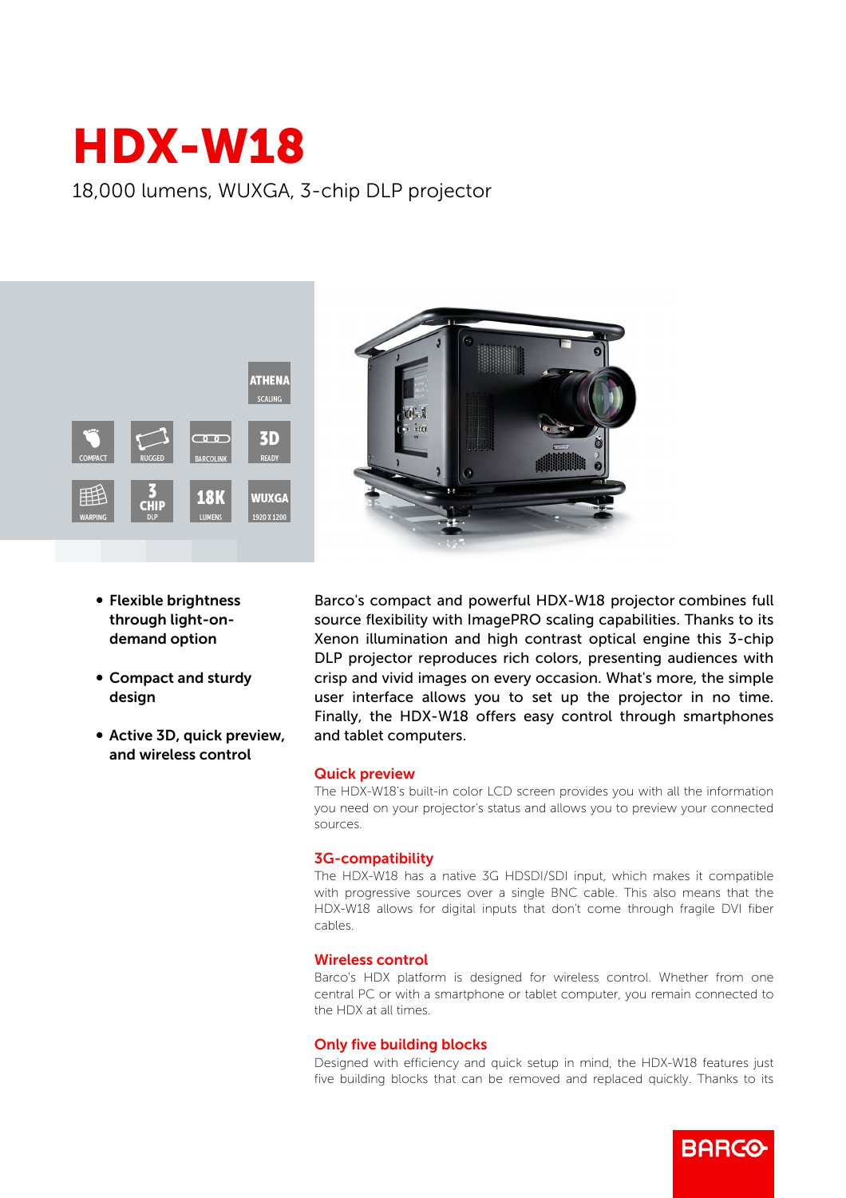# HDX-W18

18,000 lumens, WUXGA, 3-chip DLP projector

- **Flexible brightness through light-on-demand option**
- **Compact and sturdy design**
- **Active 3D, quick preview, and wireless control**

Barco's compact and powerful HDX-W18 projector combines full source flexibility with ImagePRO scaling capabilities. Thanks to its Xenon illumination and high contrast optical engine this 3-chip DLP projector reproduces rich colors, presenting audiences with crisp and vivid images on every occasion. What's more, the simple user interface allows you to set up the projector in no time. Finally, the HDX-W18 offers easy control through smartphones and tablet computers.

## Quick preview

The HDX-W18's built-in color LCD screen provides you with all the information you need on your projector's status and allows you to preview your connected sources.

## 3G-compatibility

The HDX-W18 has a native 3G HDSDI/SDI input, which makes it compatible with progressive sources over a single BNC cable. This also means that the HDX-W18 allows for digital inputs that don't come through fragile DVI fiber cables.

## Wireless control

Barco's HDX platform is designed for wireless control. Whether from one central PC or with a smartphone or tablet computer, you remain connected to the HDX at all times.

## Only five building blocks

Designed with efficiency and quick setup in mind, the HDX-W18 features just five building blocks that can be removed and replaced quickly. Thanks to its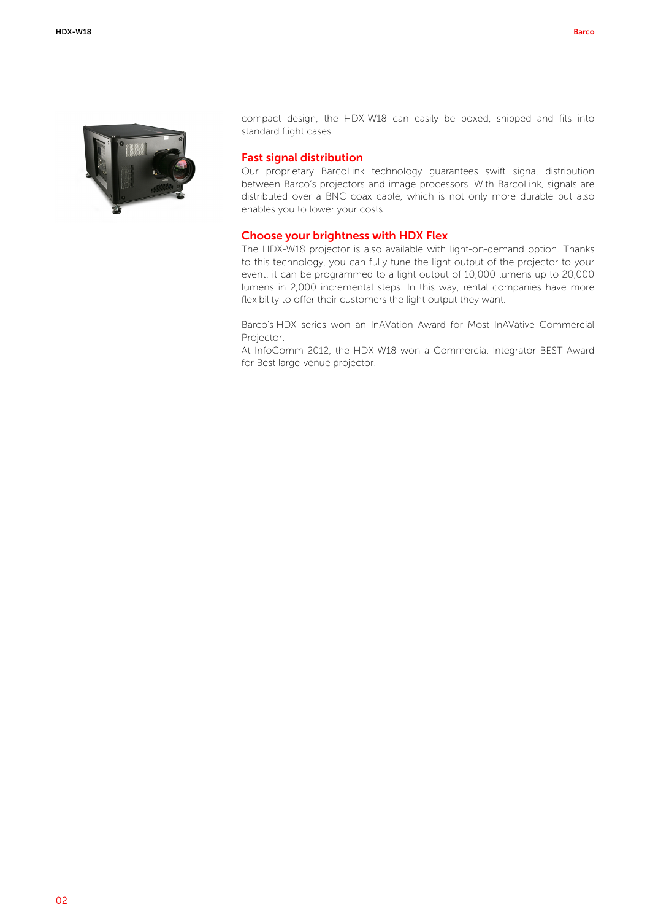compact design, the HDX-W18 can easily be boxed, shipped and fits into standard flight cases.

## Fast signal distribution

Our proprietary BarcoLink technology guarantees swift signal distribution between Barco's projectors and image processors. With BarcoLink, signals are distributed over a BNC coax cable, which is not only more durable but also enables you to lower your costs.

## Choose your brightness with HDX Flex

The HDX-W18 projector is also available with light-on-demand option. Thanks to this technology, you can fully tune the light output of the projector to your event: it can be programmed to a light output of 10,000 lumens up to 20,000 lumens in 2,000 incremental steps. In this way, rental companies have more flexibility to offer their customers the light output they want.

Barco's HDX series won an InAVation Award for Most InAVative Commercial Projector.
At InfoComm 2012, the HDX-W18 won a Commercial Integrator BEST Award for Best large-venue projector.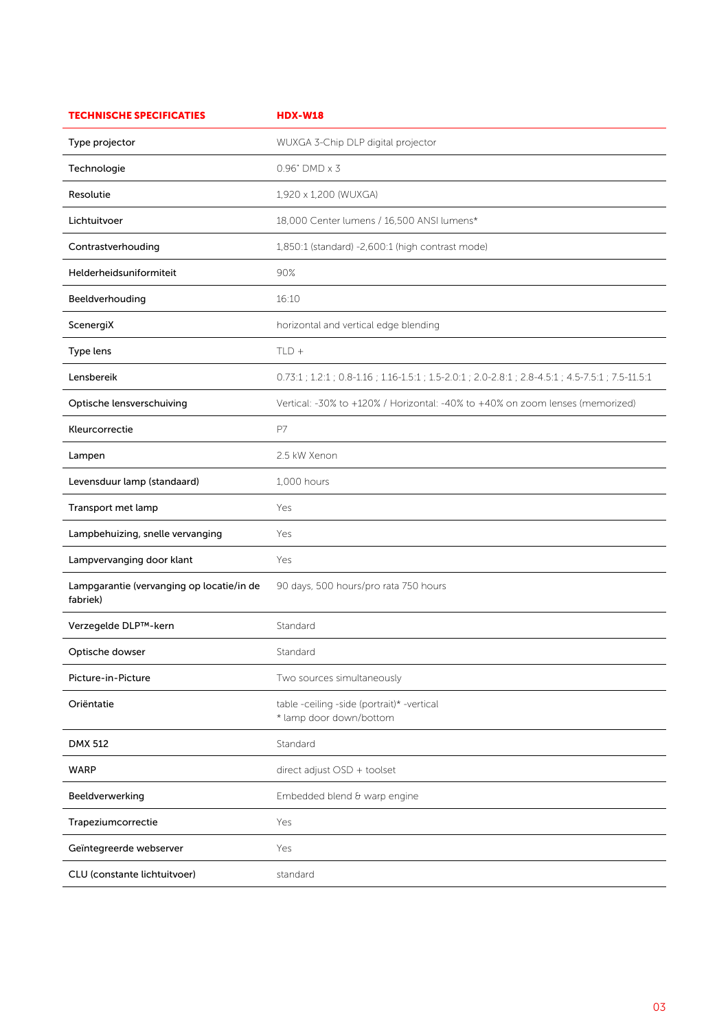| TECHNISCHE SPECIFICATIES | HDX-W18 |
|---|---|
| Type projector | WUXGA 3-Chip DLP digital projector |
| Technologie | 0.96" DMD x 3 |
| Resolutie | 1,920 x 1,200 (WUXGA) |
| Lichtuitvoer | 18,000 Center lumens / 16,500 ANSI lumens* |
| Contrastverhouding | 1,850:1 (standard) -2,600:1 (high contrast mode) |
| Helderheidsuniformiteit | 90% |
| Beeldverhouding | 16:10 |
| ScenergiX | horizontal and vertical edge blending |
| Type lens | TLD + |
| Lensbereik | 0.73:1 ; 1.2:1 ; 0.8-1.16 ; 1.16-1.5:1 ; 1.5-2.0:1 ; 2.0-2.8:1 ; 2.8-4.5:1 ; 4.5-7.5:1 ; 7.5-11.5:1 |
| Optische lensverschuiving | Vertical: -30% to +120% / Horizontal: -40% to +40% on zoom lenses (memorized) |
| Kleurcorrectie | P7 |
| Lampen | 2.5 kW Xenon |
| Levensduur lamp (standaard) | 1,000 hours |
| Transport met lamp | Yes |
| Lampbehuizing, snelle vervanging | Yes |
| Lampvervanging door klant | Yes |
| Lampgarantie (vervanging op locatie/in de fabriek) | 90 days, 500 hours/pro rata 750 hours |
| Verzegelde DLP™-kern | Standard |
| Optische dowser | Standard |
| Picture-in-Picture | Two sources simultaneously |
| Oriëntatie | table -ceiling -side (portrait)* -vertical<br>* lamp door down/bottom |
| DMX 512 | Standard |
| WARP | direct adjust OSD + toolset |
| Beeldverwerking | Embedded blend & warp engine |
| Trapeziumcorrectie | Yes |
| Geïntegreerde webserver | Yes |
| CLU (constante lichtuitvoer) | standard |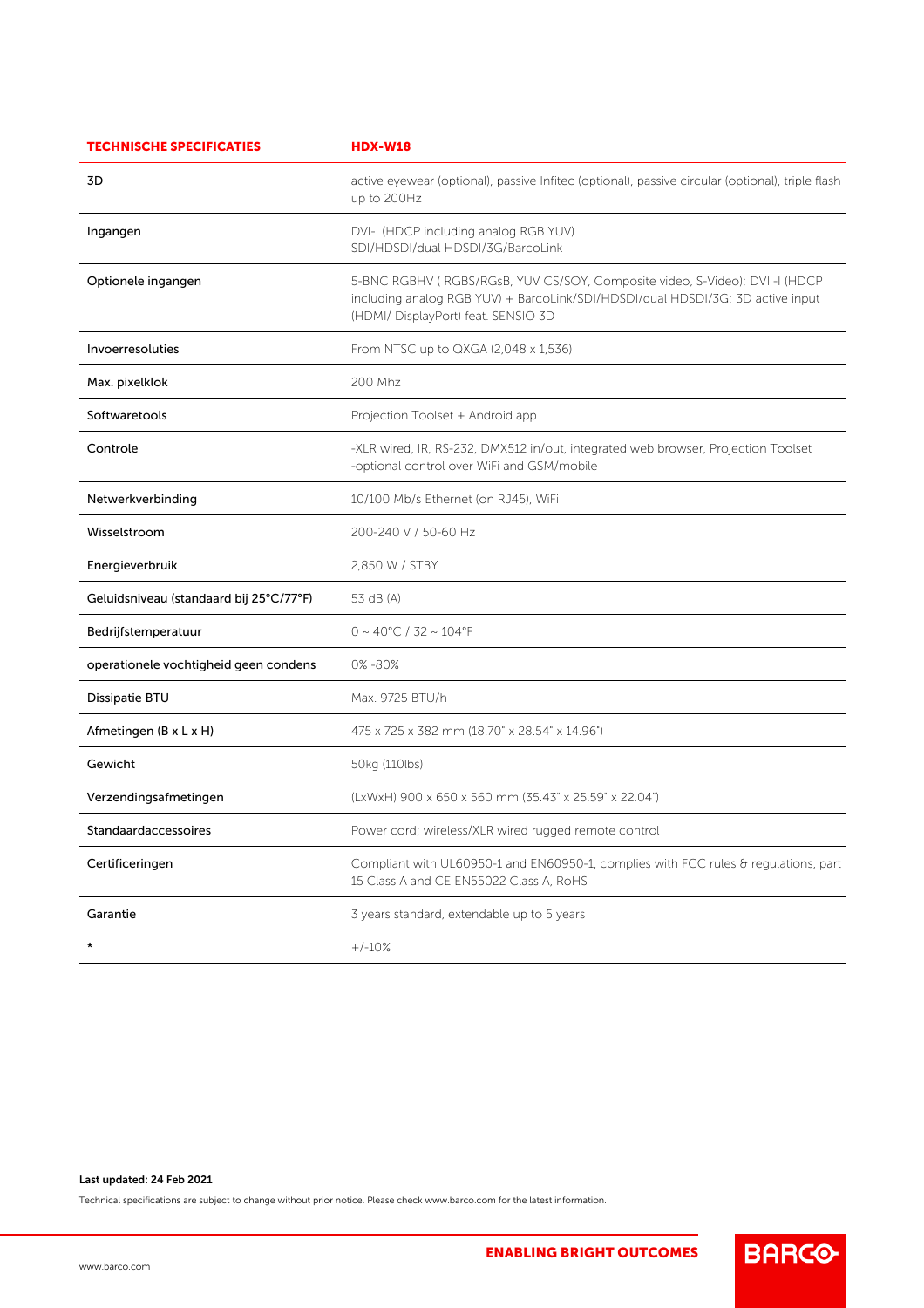| TECHNISCHE SPECIFICATIES | HDX-W18 |
|---|---|
| 3D | active eyewear (optional), passive Infitec (optional), passive circular (optional), triple flash up to 200Hz |
| Ingangen | DVI-I (HDCP including analog RGB YUV)<br>SDI/HDSDI/dual HDSDI/3G/BarcoLink |
| Optionele ingangen | 5-BNC RGBHV ( RGBS/RGsB, YUV CS/SOY, Composite video, S-Video); DVI -I (HDCP including analog RGB YUV) + BarcoLink/SDI/HDSDI/dual HDSDI/3G; 3D active input (HDMI/ DisplayPort) feat. SENSIO 3D |
| Invoerresoluties | From NTSC up to QXGA (2,048 x 1,536) |
| Max. pixelklok | 200 Mhz |
| Softwaretools | Projection Toolset + Android app |
| Controle | -XLR wired, IR, RS-232, DMX512 in/out, integrated web browser, Projection Toolset<br>-optional control over WiFi and GSM/mobile |
| Netwerkverbinding | 10/100 Mb/s Ethernet (on RJ45), WiFi |
| Wisselstroom | 200-240 V / 50-60 Hz |
| Energieverbruik | 2,850 W / STBY |
| Geluidsniveau (standaard bij 25°C/77°F) | 53 dB (A) |
| Bedrijfstemperatuur | 0 ~ 40°C / 32 ~ 104°F |
| operationele vochtigheid geen condens | 0% -80% |
| Dissipatie BTU | Max. 9725 BTU/h |
| Afmetingen (B x L x H) | 475 x 725 x 382 mm (18.70" x 28.54" x 14.96") |
| Gewicht | 50kg (110lbs) |
| Verzendingsafmetingen | (LxWxH) 900 x 650 x 560 mm (35.43" x 25.59" x 22.04") |
| Standaardaccessoires | Power cord; wireless/XLR wired rugged remote control |
| Certificeringen | Compliant with UL60950-1 and EN60950-1, complies with FCC rules & regulations, part 15 Class A and CE EN55022 Class A, RoHS |
| Garantie | 3 years standard, extendable up to 5 years |
| * | +/-10% |

**Last updated: 24 Feb 2021**

Technical specifications are subject to change without prior notice. Please check www.barco.com for the latest information.

ENABLING BRIGHT OUTCOMES

www.barco.com